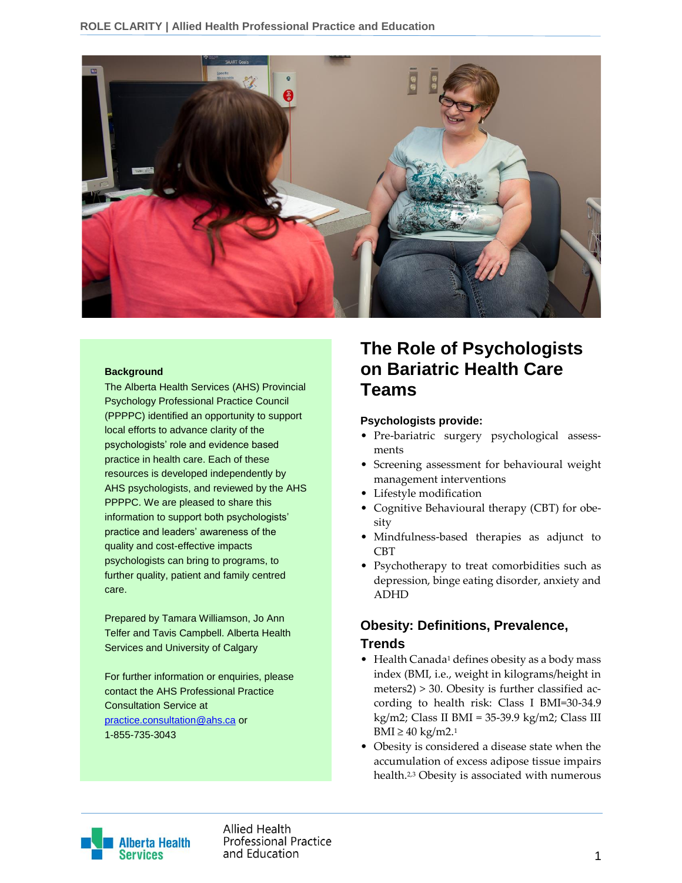# The Role of Psychologists on Bariatric Health Care Teams

**Background**

The Alberta Health Services (AHS) Provincial Psychology Professional Practice Council (PPPPC) identified an opportunity to support local efforts to advance clarity of the psychologists' role and evidence based practice in health care. Each of these resources is developed independently by AHS psychologists, and reviewed by the AHS PPPPC. We are pleased to share this information to support both psychologists' practice and leaders' awareness of the quality and cost-effective impacts psychologists can bring to programs, to further quality, patient and family centred care.

Prepared by Tamara Williamson, Jo Ann Telfer and Tavis Campbell. Alberta Health Services and University of Calgary

For further information or enquiries, please contact the AHS Professional Practice Consultation Service at practice.consultation@ahs.ca or 1-855-735-3043

**Psychologists provide:**

- Pre-bariatric surgery psychological assessments
- Screening assessment for behavioural weight management interventions
- Lifestyle modification
- Cognitive Behavioural therapy (CBT) for obesity
- Mindfulness-based therapies as adjunct to CBT
- Psychotherapy to treat comorbidities such as depression, binge eating disorder, anxiety and ADHD

## Obesity: Definitions, Prevalence, Trends

- Health Canada[1] defines obesity as a body mass index (BMI, i.e., weight in kilograms/height in meters2) > 30. Obesity is further classified according to health risk: Class I BMI=30-34.9 kg/m2; Class II BMI = 35-39.9 kg/m2; Class III BMI ≥ 40 kg/m2.[1]
- Obesity is considered a disease state when the accumulation of excess adipose tissue impairs health.[2,3] Obesity is associated with numerous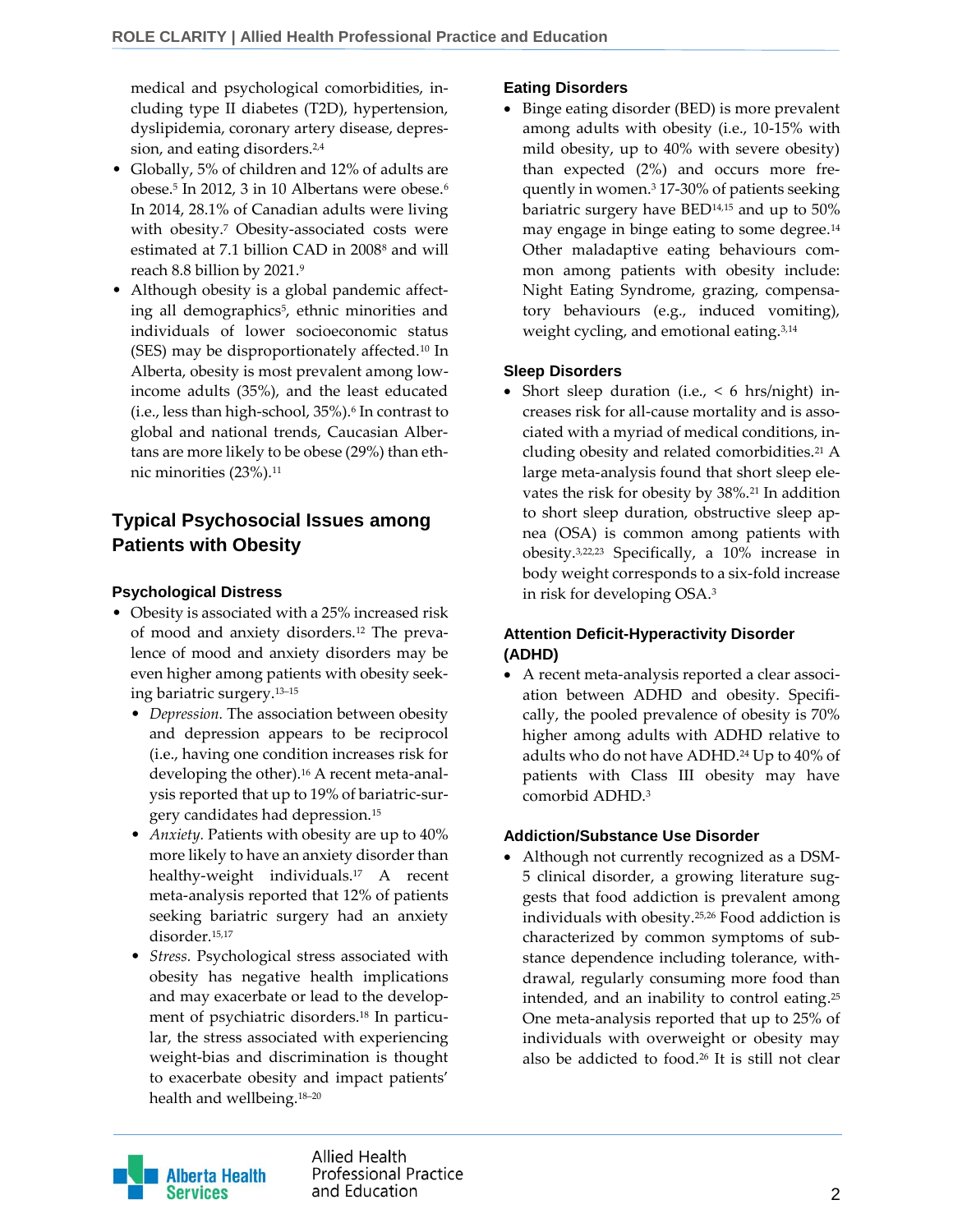medical and psychological comorbidities, including type II diabetes (T2D), hypertension, dyslipidemia, coronary artery disease, depression, and eating disorders.[2,4]

- Globally, 5% of children and 12% of adults are obese.[5] In 2012, 3 in 10 Albertans were obese.[6] In 2014, 28.1% of Canadian adults were living with obesity.[7] Obesity-associated costs were estimated at 7.1 billion CAD in 2008[8] and will reach 8.8 billion by 2021.[9]
- Although obesity is a global pandemic affecting all demographics[5], ethnic minorities and individuals of lower socioeconomic status (SES) may be disproportionately affected.[10] In Alberta, obesity is most prevalent among low-income adults (35%), and the least educated (i.e., less than high-school, 35%).[6] In contrast to global and national trends, Caucasian Albertans are more likely to be obese (29%) than ethnic minorities (23%).[11]

## Typical Psychosocial Issues among Patients with Obesity

### Psychological Distress

- Obesity is associated with a 25% increased risk of mood and anxiety disorders.[12] The prevalence of mood and anxiety disorders may be even higher among patients with obesity seeking bariatric surgery.[13–15]
  - *Depression.* The association between obesity and depression appears to be reciprocol (i.e., having one condition increases risk for developing the other).[16] A recent meta-analysis reported that up to 19% of bariatric-surgery candidates had depression.[15]
  - *Anxiety.* Patients with obesity are up to 40% more likely to have an anxiety disorder than healthy-weight individuals.[17] A recent meta-analysis reported that 12% of patients seeking bariatric surgery had an anxiety disorder.[15,17]
  - *Stress.* Psychological stress associated with obesity has negative health implications and may exacerbate or lead to the development of psychiatric disorders.[18] In particular, the stress associated with experiencing weight-bias and discrimination is thought to exacerbate obesity and impact patients' health and wellbeing.[18–20]

### Eating Disorders

- Binge eating disorder (BED) is more prevalent among adults with obesity (i.e., 10-15% with mild obesity, up to 40% with severe obesity) than expected (2%) and occurs more frequently in women.[3] 17-30% of patients seeking bariatric surgery have BED[14,15] and up to 50% may engage in binge eating to some degree.[14] Other maladaptive eating behaviours common among patients with obesity include: Night Eating Syndrome, grazing, compensatory behaviours (e.g., induced vomiting), weight cycling, and emotional eating.[3,14]

### Sleep Disorders

- Short sleep duration (i.e., < 6 hrs/night) increases risk for all-cause mortality and is associated with a myriad of medical conditions, including obesity and related comorbidities.[21] A large meta-analysis found that short sleep elevates the risk for obesity by 38%.[21] In addition to short sleep duration, obstructive sleep apnea (OSA) is common among patients with obesity.[3,22,23] Specifically, a 10% increase in body weight corresponds to a six-fold increase in risk for developing OSA.[3]

### Attention Deficit-Hyperactivity Disorder (ADHD)

- A recent meta-analysis reported a clear association between ADHD and obesity. Specifically, the pooled prevalence of obesity is 70% higher among adults with ADHD relative to adults who do not have ADHD.[24] Up to 40% of patients with Class III obesity may have comorbid ADHD.[3]

### Addiction/Substance Use Disorder

- Although not currently recognized as a DSM-5 clinical disorder, a growing literature suggests that food addiction is prevalent among individuals with obesity.[25,26] Food addiction is characterized by common symptoms of substance dependence including tolerance, withdrawal, regularly consuming more food than intended, and an inability to control eating.[25] One meta-analysis reported that up to 25% of individuals with overweight or obesity may also be addicted to food.[26] It is still not clear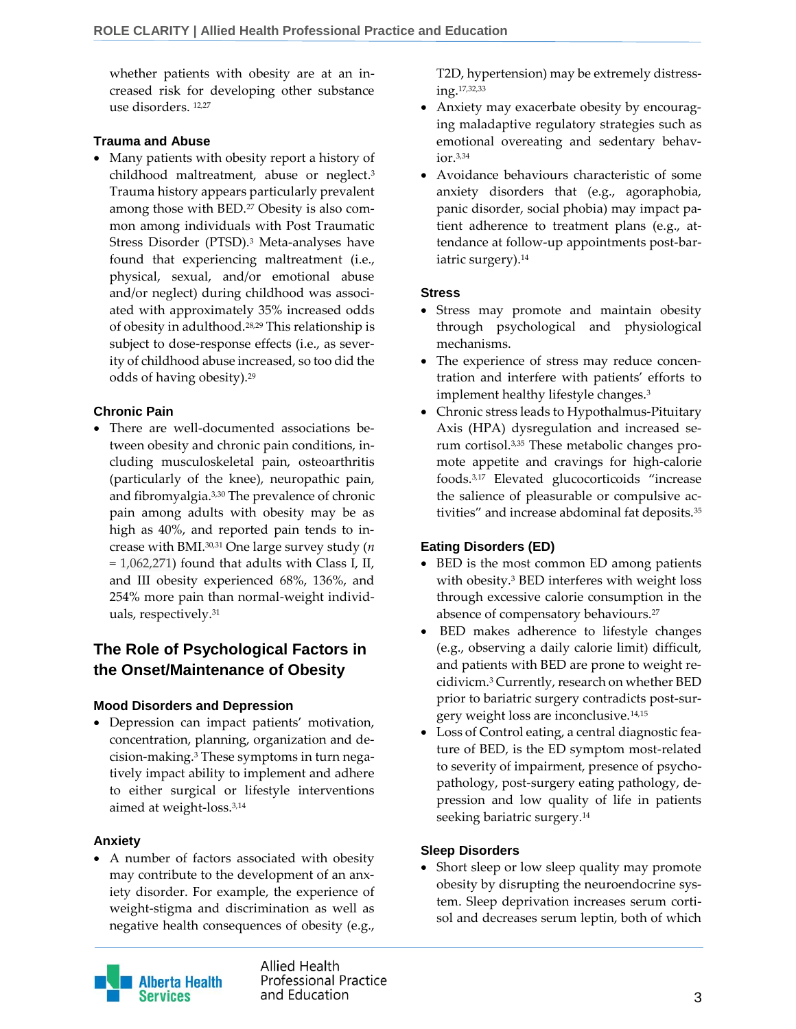whether patients with obesity are at an increased risk for developing other substance use disorders. [12,27]

### Trauma and Abuse

- Many patients with obesity report a history of childhood maltreatment, abuse or neglect.[3] Trauma history appears particularly prevalent among those with BED.[27] Obesity is also common among individuals with Post Traumatic Stress Disorder (PTSD).[3] Meta-analyses have found that experiencing maltreatment (i.e., physical, sexual, and/or emotional abuse and/or neglect) during childhood was associated with approximately 35% increased odds of obesity in adulthood.[28,29] This relationship is subject to dose-response effects (i.e., as severity of childhood abuse increased, so too did the odds of having obesity).[29]

### Chronic Pain

- There are well-documented associations between obesity and chronic pain conditions, including musculoskeletal pain, osteoarthritis (particularly of the knee), neuropathic pain, and fibromyalgia.[3,30] The prevalence of chronic pain among adults with obesity may be as high as 40%, and reported pain tends to increase with BMI.[30,31] One large survey study ($n$ = 1,062,271) found that adults with Class I, II, and III obesity experienced 68%, 136%, and 254% more pain than normal-weight individuals, respectively.[31]

## The Role of Psychological Factors in the Onset/Maintenance of Obesity

### Mood Disorders and Depression

- Depression can impact patients' motivation, concentration, planning, organization and decision-making.[3] These symptoms in turn negatively impact ability to implement and adhere to either surgical or lifestyle interventions aimed at weight-loss.[3,14]

### Anxiety

- A number of factors associated with obesity may contribute to the development of an anxiety disorder. For example, the experience of weight-stigma and discrimination as well as negative health consequences of obesity (e.g., T2D, hypertension) may be extremely distressing.[17,32,33]
- Anxiety may exacerbate obesity by encouraging maladaptive regulatory strategies such as emotional overeating and sedentary behavior.[3,34]
- Avoidance behaviours characteristic of some anxiety disorders that (e.g., agoraphobia, panic disorder, social phobia) may impact patient adherence to treatment plans (e.g., attendance at follow-up appointments post-bariatric surgery).[14]

### Stress

- Stress may promote and maintain obesity through psychological and physiological mechanisms.
- The experience of stress may reduce concentration and interfere with patients' efforts to implement healthy lifestyle changes.[3]
- Chronic stress leads to Hypothalmus-Pituitary Axis (HPA) dysregulation and increased serum cortisol.[3,35] These metabolic changes promote appetite and cravings for high-calorie foods.[3,17] Elevated glucocorticoids "increase the salience of pleasurable or compulsive activities" and increase abdominal fat deposits.[35]

### Eating Disorders (ED)

- BED is the most common ED among patients with obesity.[3] BED interferes with weight loss through excessive calorie consumption in the absence of compensatory behaviours.[27]
- BED makes adherence to lifestyle changes (e.g., observing a daily calorie limit) difficult, and patients with BED are prone to weight recidivicm.[3] Currently, research on whether BED prior to bariatric surgery contradicts post-surgery weight loss are inconclusive.[14,15]
- Loss of Control eating, a central diagnostic feature of BED, is the ED symptom most-related to severity of impairment, presence of psychopathology, post-surgery eating pathology, depression and low quality of life in patients seeking bariatric surgery.[14]

### Sleep Disorders

- Short sleep or low sleep quality may promote obesity by disrupting the neuroendocrine system. Sleep deprivation increases serum cortisol and decreases serum leptin, both of which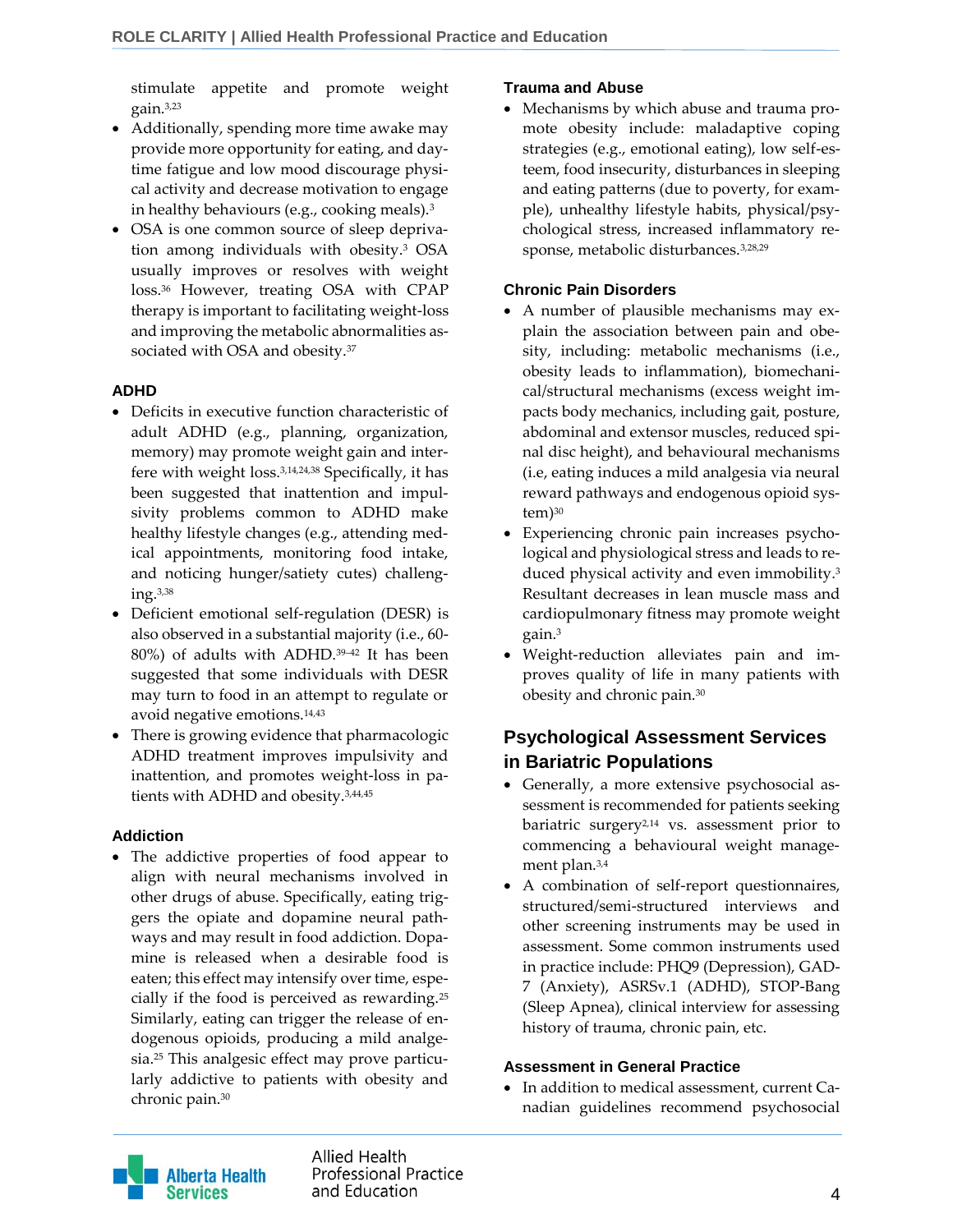stimulate appetite and promote weight gain.[3,23]

- Additionally, spending more time awake may provide more opportunity for eating, and daytime fatigue and low mood discourage physical activity and decrease motivation to engage in healthy behaviours (e.g., cooking meals).[3]
- OSA is one common source of sleep deprivation among individuals with obesity.[3] OSA usually improves or resolves with weight loss.[36] However, treating OSA with CPAP therapy is important to facilitating weight-loss and improving the metabolic abnormalities associated with OSA and obesity.[37]

### ADHD

- Deficits in executive function characteristic of adult ADHD (e.g., planning, organization, memory) may promote weight gain and interfere with weight loss.[3,14,24,38] Specifically, it has been suggested that inattention and impulsivity problems common to ADHD make healthy lifestyle changes (e.g., attending medical appointments, monitoring food intake, and noticing hunger/satiety cutes) challenging.[3,38]
- Deficient emotional self-regulation (DESR) is also observed in a substantial majority (i.e., 60-80%) of adults with ADHD.[39–42] It has been suggested that some individuals with DESR may turn to food in an attempt to regulate or avoid negative emotions.[14,43]
- There is growing evidence that pharmacologic ADHD treatment improves impulsivity and inattention, and promotes weight-loss in patients with ADHD and obesity.[3,44,45]

### Addiction

- The addictive properties of food appear to align with neural mechanisms involved in other drugs of abuse. Specifically, eating triggers the opiate and dopamine neural pathways and may result in food addiction. Dopamine is released when a desirable food is eaten; this effect may intensify over time, especially if the food is perceived as rewarding.[25] Similarly, eating can trigger the release of endogenous opioids, producing a mild analgesia.[25] This analgesic effect may prove particularly addictive to patients with obesity and chronic pain.[30]

### Trauma and Abuse

- Mechanisms by which abuse and trauma promote obesity include: maladaptive coping strategies (e.g., emotional eating), low self-esteem, food insecurity, disturbances in sleeping and eating patterns (due to poverty, for example), unhealthy lifestyle habits, physical/psychological stress, increased inflammatory response, metabolic disturbances.[3,28,29]

### Chronic Pain Disorders

- A number of plausible mechanisms may explain the association between pain and obesity, including: metabolic mechanisms (i.e., obesity leads to inflammation), biomechanical/structural mechanisms (excess weight impacts body mechanics, including gait, posture, abdominal and extensor muscles, reduced spinal disc height), and behavioural mechanisms (i.e, eating induces a mild analgesia via neural reward pathways and endogenous opioid system)[30]
- Experiencing chronic pain increases psychological and physiological stress and leads to reduced physical activity and even immobility.[3] Resultant decreases in lean muscle mass and cardiopulmonary fitness may promote weight gain.[3]
- Weight-reduction alleviates pain and improves quality of life in many patients with obesity and chronic pain.[30]

## Psychological Assessment Services in Bariatric Populations

- Generally, a more extensive psychosocial assessment is recommended for patients seeking bariatric surgery[2,14] vs. assessment prior to commencing a behavioural weight management plan.[3,4]
- A combination of self-report questionnaires, structured/semi-structured interviews and other screening instruments may be used in assessment. Some common instruments used in practice include: PHQ9 (Depression), GAD-7 (Anxiety), ASRSv.1 (ADHD), STOP-Bang (Sleep Apnea), clinical interview for assessing history of trauma, chronic pain, etc.

### Assessment in General Practice

- In addition to medical assessment, current Canadian guidelines recommend psychosocial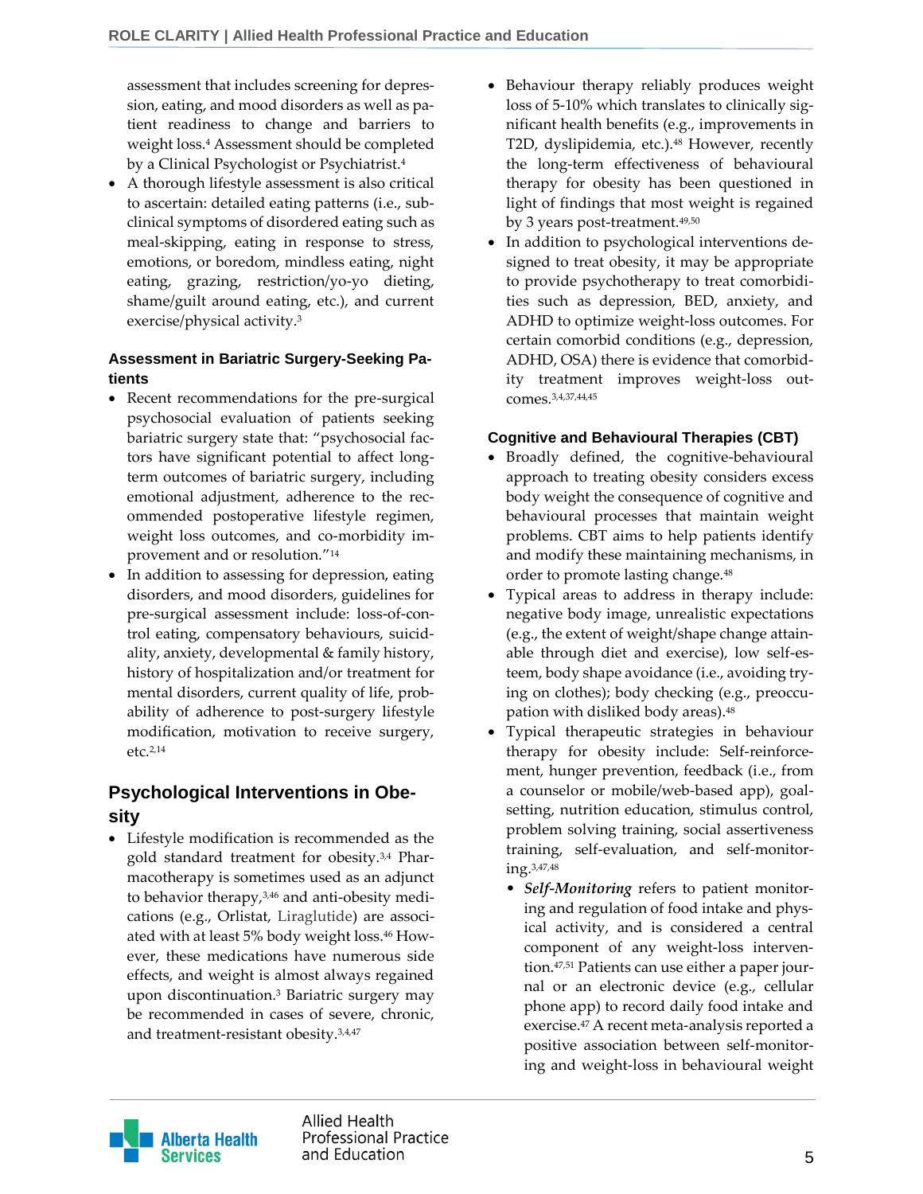assessment that includes screening for depression, eating, and mood disorders as well as patient readiness to change and barriers to weight loss.[4] Assessment should be completed by a Clinical Psychologist or Psychiatrist.[4]

- A thorough lifestyle assessment is also critical to ascertain: detailed eating patterns (i.e., subclinical symptoms of disordered eating such as meal-skipping, eating in response to stress, emotions, or boredom, mindless eating, night eating, grazing, restriction/yo-yo dieting, shame/guilt around eating, etc.), and current exercise/physical activity.[3]

### Assessment in Bariatric Surgery-Seeking Patients

- Recent recommendations for the pre-surgical psychosocial evaluation of patients seeking bariatric surgery state that: "psychosocial factors have significant potential to affect long-term outcomes of bariatric surgery, including emotional adjustment, adherence to the recommended postoperative lifestyle regimen, weight loss outcomes, and co-morbidity improvement and or resolution."[14]
- In addition to assessing for depression, eating disorders, and mood disorders, guidelines for pre-surgical assessment include: loss-of-control eating, compensatory behaviours, suicidality, anxiety, developmental & family history, history of hospitalization and/or treatment for mental disorders, current quality of life, probability of adherence to post-surgery lifestyle modification, motivation to receive surgery, etc.[2,14]

## Psychological Interventions in Obesity

- Lifestyle modification is recommended as the gold standard treatment for obesity.[3,4] Pharmacotherapy is sometimes used as an adjunct to behavior therapy,[3,46] and anti-obesity medications (e.g., Orlistat, Liraglutide) are associated with at least 5% body weight loss.[46] However, these medications have numerous side effects, and weight is almost always regained upon discontinuation.[3] Bariatric surgery may be recommended in cases of severe, chronic, and treatment-resistant obesity.[3,4,47]
- Behaviour therapy reliably produces weight loss of 5-10% which translates to clinically significant health benefits (e.g., improvements in T2D, dyslipidemia, etc.).[48] However, recently the long-term effectiveness of behavioural therapy for obesity has been questioned in light of findings that most weight is regained by 3 years post-treatment.[49,50]
- In addition to psychological interventions designed to treat obesity, it may be appropriate to provide psychotherapy to treat comorbidities such as depression, BED, anxiety, and ADHD to optimize weight-loss outcomes. For certain comorbid conditions (e.g., depression, ADHD, OSA) there is evidence that comorbidity treatment improves weight-loss outcomes.[3,4,37,44,45]

### Cognitive and Behavioural Therapies (CBT)

- Broadly defined, the cognitive-behavioural approach to treating obesity considers excess body weight the consequence of cognitive and behavioural processes that maintain weight problems. CBT aims to help patients identify and modify these maintaining mechanisms, in order to promote lasting change.[48]
- Typical areas to address in therapy include: negative body image, unrealistic expectations (e.g., the extent of weight/shape change attainable through diet and exercise), low self-esteem, body shape avoidance (i.e., avoiding trying on clothes); body checking (e.g., preoccupation with disliked body areas).[48]
- Typical therapeutic strategies in behaviour therapy for obesity include: Self-reinforcement, hunger prevention, feedback (i.e., from a counselor or mobile/web-based app), goal-setting, nutrition education, stimulus control, problem solving training, social assertiveness training, self-evaluation, and self-monitoring.[3,47,48]
  - ***Self-Monitoring*** refers to patient monitoring and regulation of food intake and physical activity, and is considered a central component of any weight-loss intervention.[47,51] Patients can use either a paper journal or an electronic device (e.g., cellular phone app) to record daily food intake and exercise.[47] A recent meta-analysis reported a positive association between self-monitoring and weight-loss in behavioural weight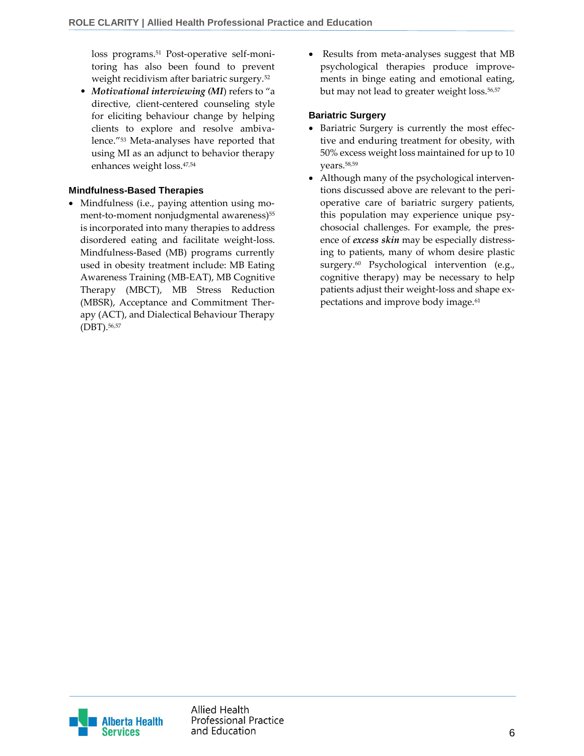loss programs.[51] Post-operative self-monitoring has also been found to prevent weight recidivism after bariatric surgery.[52]

- ***Motivational interviewing (MI)*** refers to "a directive, client-centered counseling style for eliciting behaviour change by helping clients to explore and resolve ambivalence."[53] Meta-analyses have reported that using MI as an adjunct to behavior therapy enhances weight loss.[47,54]

### Mindfulness-Based Therapies

- Mindfulness (i.e., paying attention using moment-to-moment nonjudgmental awareness)[55] is incorporated into many therapies to address disordered eating and facilitate weight-loss. Mindfulness-Based (MB) programs currently used in obesity treatment include: MB Eating Awareness Training (MB-EAT), MB Cognitive Therapy (MBCT), MB Stress Reduction (MBSR), Acceptance and Commitment Therapy (ACT), and Dialectical Behaviour Therapy (DBT).[56,57]
- Results from meta-analyses suggest that MB psychological therapies produce improvements in binge eating and emotional eating, but may not lead to greater weight loss.[56,57]

### Bariatric Surgery

- Bariatric Surgery is currently the most effective and enduring treatment for obesity, with 50% excess weight loss maintained for up to 10 years.[58,59]
- Although many of the psychological interventions discussed above are relevant to the peri-operative care of bariatric surgery patients, this population may experience unique psychosocial challenges. For example, the presence of ***excess skin*** may be especially distressing to patients, many of whom desire plastic surgery.[60] Psychological intervention (e.g., cognitive therapy) may be necessary to help patients adjust their weight-loss and shape expectations and improve body image.[61]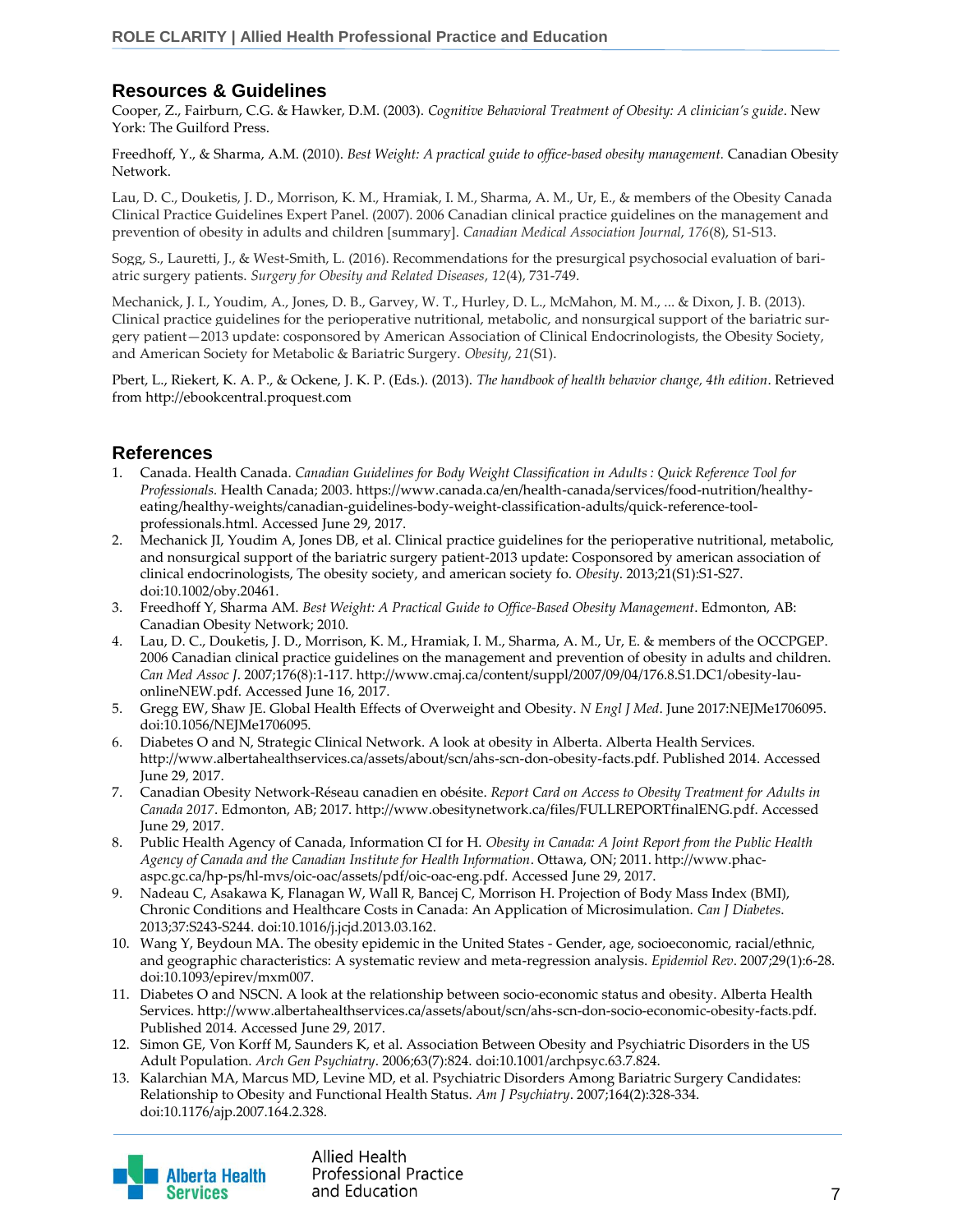## Resources & Guidelines

Cooper, Z., Fairburn, C.G. & Hawker, D.M. (2003). *Cognitive Behavioral Treatment of Obesity: A clinician's guide*. New York: The Guilford Press.

Freedhoff, Y., & Sharma, A.M. (2010). *Best Weight: A practical guide to office-based obesity management.* Canadian Obesity Network.

Lau, D. C., Douketis, J. D., Morrison, K. M., Hramiak, I. M., Sharma, A. M., Ur, E., & members of the Obesity Canada Clinical Practice Guidelines Expert Panel. (2007). 2006 Canadian clinical practice guidelines on the management and prevention of obesity in adults and children [summary]. *Canadian Medical Association Journal*, *176*(8), S1-S13.

Sogg, S., Lauretti, J., & West-Smith, L. (2016). Recommendations for the presurgical psychosocial evaluation of bariatric surgery patients. *Surgery for Obesity and Related Diseases*, *12*(4), 731-749.

Mechanick, J. I., Youdim, A., Jones, D. B., Garvey, W. T., Hurley, D. L., McMahon, M. M., ... & Dixon, J. B. (2013). Clinical practice guidelines for the perioperative nutritional, metabolic, and nonsurgical support of the bariatric surgery patient—2013 update: cosponsored by American Association of Clinical Endocrinologists, the Obesity Society, and American Society for Metabolic & Bariatric Surgery. *Obesity*, *21*(S1).

Pbert, L., Riekert, K. A. P., & Ockene, J. K. P. (Eds.). (2013). *The handbook of health behavior change, 4th edition*. Retrieved from http://ebookcentral.proquest.com

## References

1. Canada. Health Canada. *Canadian Guidelines for Body Weight Classification in Adults : Quick Reference Tool for Professionals.* Health Canada; 2003. https://www.canada.ca/en/health-canada/services/food-nutrition/healthy-eating/healthy-weights/canadian-guidelines-body-weight-classification-adults/quick-reference-tool-professionals.html. Accessed June 29, 2017.
2. Mechanick JI, Youdim A, Jones DB, et al. Clinical practice guidelines for the perioperative nutritional, metabolic, and nonsurgical support of the bariatric surgery patient-2013 update: Cosponsored by american association of clinical endocrinologists, The obesity society, and american society fo. *Obesity*. 2013;21(S1):S1-S27. doi:10.1002/oby.20461.
3. Freedhoff Y, Sharma AM. *Best Weight: A Practical Guide to Office-Based Obesity Management*. Edmonton, AB: Canadian Obesity Network; 2010.
4. Lau, D. C., Douketis, J. D., Morrison, K. M., Hramiak, I. M., Sharma, A. M., Ur, E. & members of the OCCPGEP. 2006 Canadian clinical practice guidelines on the management and prevention of obesity in adults and children. *Can Med Assoc J*. 2007;176(8):1-117. http://www.cmaj.ca/content/suppl/2007/09/04/176.8.S1.DC1/obesity-lau-onlineNEW.pdf. Accessed June 16, 2017.
5. Gregg EW, Shaw JE. Global Health Effects of Overweight and Obesity. *N Engl J Med*. June 2017:NEJMe1706095. doi:10.1056/NEJMe1706095.
6. Diabetes O and N, Strategic Clinical Network. A look at obesity in Alberta. Alberta Health Services. http://www.albertahealthservices.ca/assets/about/scn/ahs-scn-don-obesity-facts.pdf. Published 2014. Accessed June 29, 2017.
7. Canadian Obesity Network-Réseau canadien en obésite. *Report Card on Access to Obesity Treatment for Adults in Canada 2017*. Edmonton, AB; 2017. http://www.obesitynetwork.ca/files/FULLREPORTfinalENG.pdf. Accessed June 29, 2017.
8. Public Health Agency of Canada, Information CI for H. *Obesity in Canada: A Joint Report from the Public Health Agency of Canada and the Canadian Institute for Health Information*. Ottawa, ON; 2011. http://www.phac-aspc.gc.ca/hp-ps/hl-mvs/oic-oac/assets/pdf/oic-oac-eng.pdf. Accessed June 29, 2017.
9. Nadeau C, Asakawa K, Flanagan W, Wall R, Bancej C, Morrison H. Projection of Body Mass Index (BMI), Chronic Conditions and Healthcare Costs in Canada: An Application of Microsimulation. *Can J Diabetes*. 2013;37:S243-S244. doi:10.1016/j.jcjd.2013.03.162.
10. Wang Y, Beydoun MA. The obesity epidemic in the United States - Gender, age, socioeconomic, racial/ethnic, and geographic characteristics: A systematic review and meta-regression analysis. *Epidemiol Rev*. 2007;29(1):6-28. doi:10.1093/epirev/mxm007.
11. Diabetes O and NSCN. A look at the relationship between socio-economic status and obesity. Alberta Health Services. http://www.albertahealthservices.ca/assets/about/scn/ahs-scn-don-socio-economic-obesity-facts.pdf. Published 2014. Accessed June 29, 2017.
12. Simon GE, Von Korff M, Saunders K, et al. Association Between Obesity and Psychiatric Disorders in the US Adult Population. *Arch Gen Psychiatry*. 2006;63(7):824. doi:10.1001/archpsyc.63.7.824.
13. Kalarchian MA, Marcus MD, Levine MD, et al. Psychiatric Disorders Among Bariatric Surgery Candidates: Relationship to Obesity and Functional Health Status. *Am J Psychiatry*. 2007;164(2):328-334. doi:10.1176/ajp.2007.164.2.328.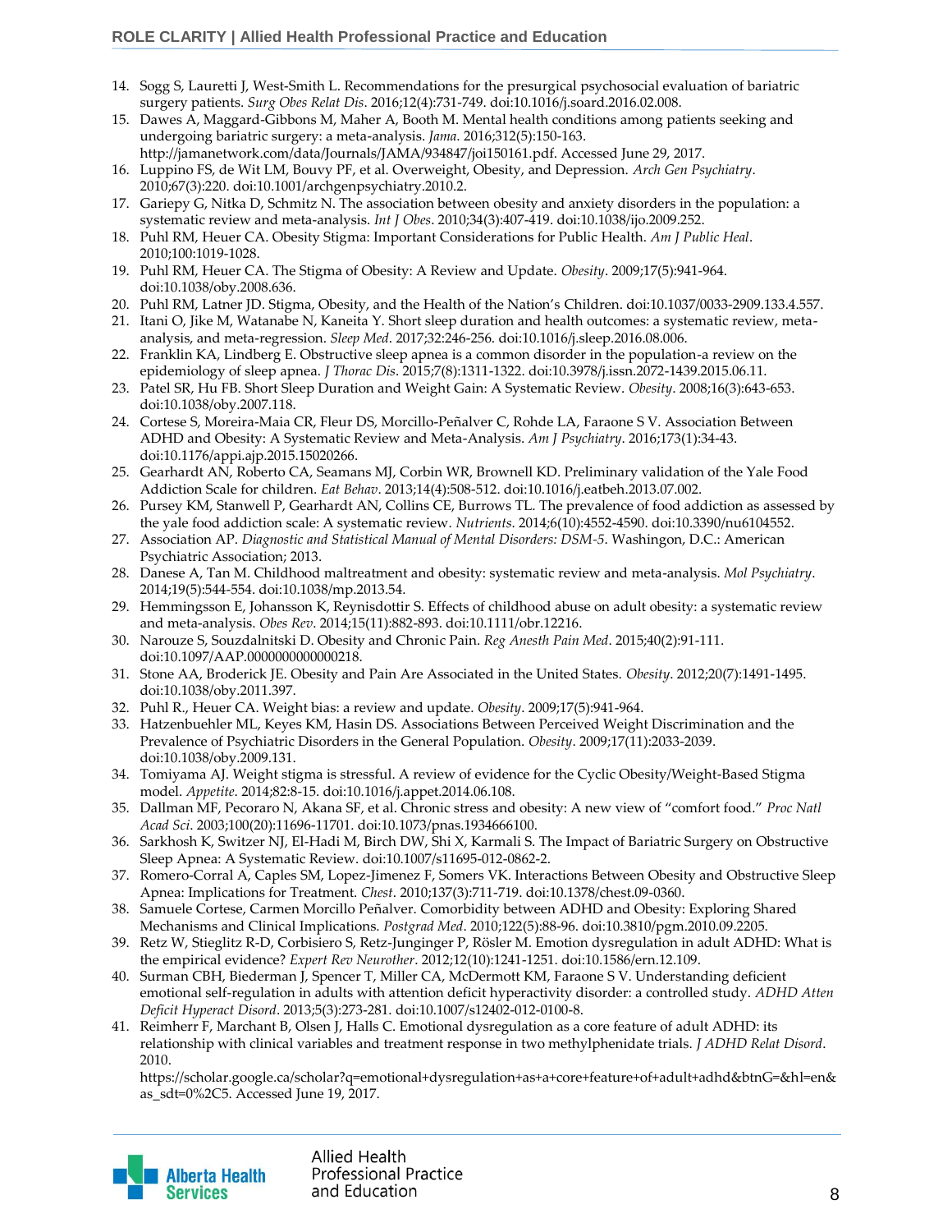14. Sogg S, Lauretti J, West-Smith L. Recommendations for the presurgical psychosocial evaluation of bariatric surgery patients. *Surg Obes Relat Dis*. 2016;12(4):731-749. doi:10.1016/j.soard.2016.02.008.
15. Dawes A, Maggard-Gibbons M, Maher A, Booth M. Mental health conditions among patients seeking and undergoing bariatric surgery: a meta-analysis. *Jama*. 2016;312(5):150-163. http://jamanetwork.com/data/Journals/JAMA/934847/joi150161.pdf. Accessed June 29, 2017.
16. Luppino FS, de Wit LM, Bouvy PF, et al. Overweight, Obesity, and Depression. *Arch Gen Psychiatry*. 2010;67(3):220. doi:10.1001/archgenpsychiatry.2010.2.
17. Gariepy G, Nitka D, Schmitz N. The association between obesity and anxiety disorders in the population: a systematic review and meta-analysis. *Int J Obes*. 2010;34(3):407-419. doi:10.1038/ijo.2009.252.
18. Puhl RM, Heuer CA. Obesity Stigma: Important Considerations for Public Health. *Am J Public Heal*. 2010;100:1019-1028.
19. Puhl RM, Heuer CA. The Stigma of Obesity: A Review and Update. *Obesity*. 2009;17(5):941-964. doi:10.1038/oby.2008.636.
20. Puhl RM, Latner JD. Stigma, Obesity, and the Health of the Nation's Children. doi:10.1037/0033-2909.133.4.557.
21. Itani O, Jike M, Watanabe N, Kaneita Y. Short sleep duration and health outcomes: a systematic review, meta-analysis, and meta-regression. *Sleep Med*. 2017;32:246-256. doi:10.1016/j.sleep.2016.08.006.
22. Franklin KA, Lindberg E. Obstructive sleep apnea is a common disorder in the population-a review on the epidemiology of sleep apnea. *J Thorac Dis*. 2015;7(8):1311-1322. doi:10.3978/j.issn.2072-1439.2015.06.11.
23. Patel SR, Hu FB. Short Sleep Duration and Weight Gain: A Systematic Review. *Obesity*. 2008;16(3):643-653. doi:10.1038/oby.2007.118.
24. Cortese S, Moreira-Maia CR, Fleur DS, Morcillo-Peñalver C, Rohde LA, Faraone S V. Association Between ADHD and Obesity: A Systematic Review and Meta-Analysis. *Am J Psychiatry*. 2016;173(1):34-43. doi:10.1176/appi.ajp.2015.15020266.
25. Gearhardt AN, Roberto CA, Seamans MJ, Corbin WR, Brownell KD. Preliminary validation of the Yale Food Addiction Scale for children. *Eat Behav*. 2013;14(4):508-512. doi:10.1016/j.eatbeh.2013.07.002.
26. Pursey KM, Stanwell P, Gearhardt AN, Collins CE, Burrows TL. The prevalence of food addiction as assessed by the yale food addiction scale: A systematic review. *Nutrients*. 2014;6(10):4552-4590. doi:10.3390/nu6104552.
27. Association AP. *Diagnostic and Statistical Manual of Mental Disorders: DSM-5*. Washington, D.C.: American Psychiatric Association; 2013.
28. Danese A, Tan M. Childhood maltreatment and obesity: systematic review and meta-analysis. *Mol Psychiatry*. 2014;19(5):544-554. doi:10.1038/mp.2013.54.
29. Hemmingsson E, Johansson K, Reynisdottir S. Effects of childhood abuse on adult obesity: a systematic review and meta-analysis. *Obes Rev*. 2014;15(11):882-893. doi:10.1111/obr.12216.
30. Narouze S, Souzdalnitski D. Obesity and Chronic Pain. *Reg Anesth Pain Med*. 2015;40(2):91-111. doi:10.1097/AAP.0000000000000218.
31. Stone AA, Broderick JE. Obesity and Pain Are Associated in the United States. *Obesity*. 2012;20(7):1491-1495. doi:10.1038/oby.2011.397.
32. Puhl R., Heuer CA. Weight bias: a review and update. *Obesity*. 2009;17(5):941-964.
33. Hatzenbuehler ML, Keyes KM, Hasin DS. Associations Between Perceived Weight Discrimination and the Prevalence of Psychiatric Disorders in the General Population. *Obesity*. 2009;17(11):2033-2039. doi:10.1038/oby.2009.131.
34. Tomiyama AJ. Weight stigma is stressful. A review of evidence for the Cyclic Obesity/Weight-Based Stigma model. *Appetite*. 2014;82:8-15. doi:10.1016/j.appet.2014.06.108.
35. Dallman MF, Pecoraro N, Akana SF, et al. Chronic stress and obesity: A new view of "comfort food." *Proc Natl Acad Sci*. 2003;100(20):11696-11701. doi:10.1073/pnas.1934666100.
36. Sarkhosh K, Switzer NJ, El-Hadi M, Birch DW, Shi X, Karmali S. The Impact of Bariatric Surgery on Obstructive Sleep Apnea: A Systematic Review. doi:10.1007/s11695-012-0862-2.
37. Romero-Corral A, Caples SM, Lopez-Jimenez F, Somers VK. Interactions Between Obesity and Obstructive Sleep Apnea: Implications for Treatment. *Chest*. 2010;137(3):711-719. doi:10.1378/chest.09-0360.
38. Samuele Cortese, Carmen Morcillo Peñalver. Comorbidity between ADHD and Obesity: Exploring Shared Mechanisms and Clinical Implications. *Postgrad Med*. 2010;122(5):88-96. doi:10.3810/pgm.2010.09.2205.
39. Retz W, Stieglitz R-D, Corbisiero S, Retz-Junginger P, Rösler M. Emotion dysregulation in adult ADHD: What is the empirical evidence? *Expert Rev Neurother*. 2012;12(10):1241-1251. doi:10.1586/ern.12.109.
40. Surman CBH, Biederman J, Spencer T, Miller CA, McDermott KM, Faraone S V. Understanding deficient emotional self-regulation in adults with attention deficit hyperactivity disorder: a controlled study. *ADHD Atten Deficit Hyperact Disord*. 2013;5(3):273-281. doi:10.1007/s12402-012-0100-8.
41. Reimherr F, Marchant B, Olsen J, Halls C. Emotional dysregulation as a core feature of adult ADHD: its relationship with clinical variables and treatment response in two methylphenidate trials. *J ADHD Relat Disord*. 2010. https://scholar.google.ca/scholar?q=emotional+dysregulation+as+a+core+feature+of+adult+adhd&btnG=&hl=en&as_sdt=0%2C5. Accessed June 19, 2017.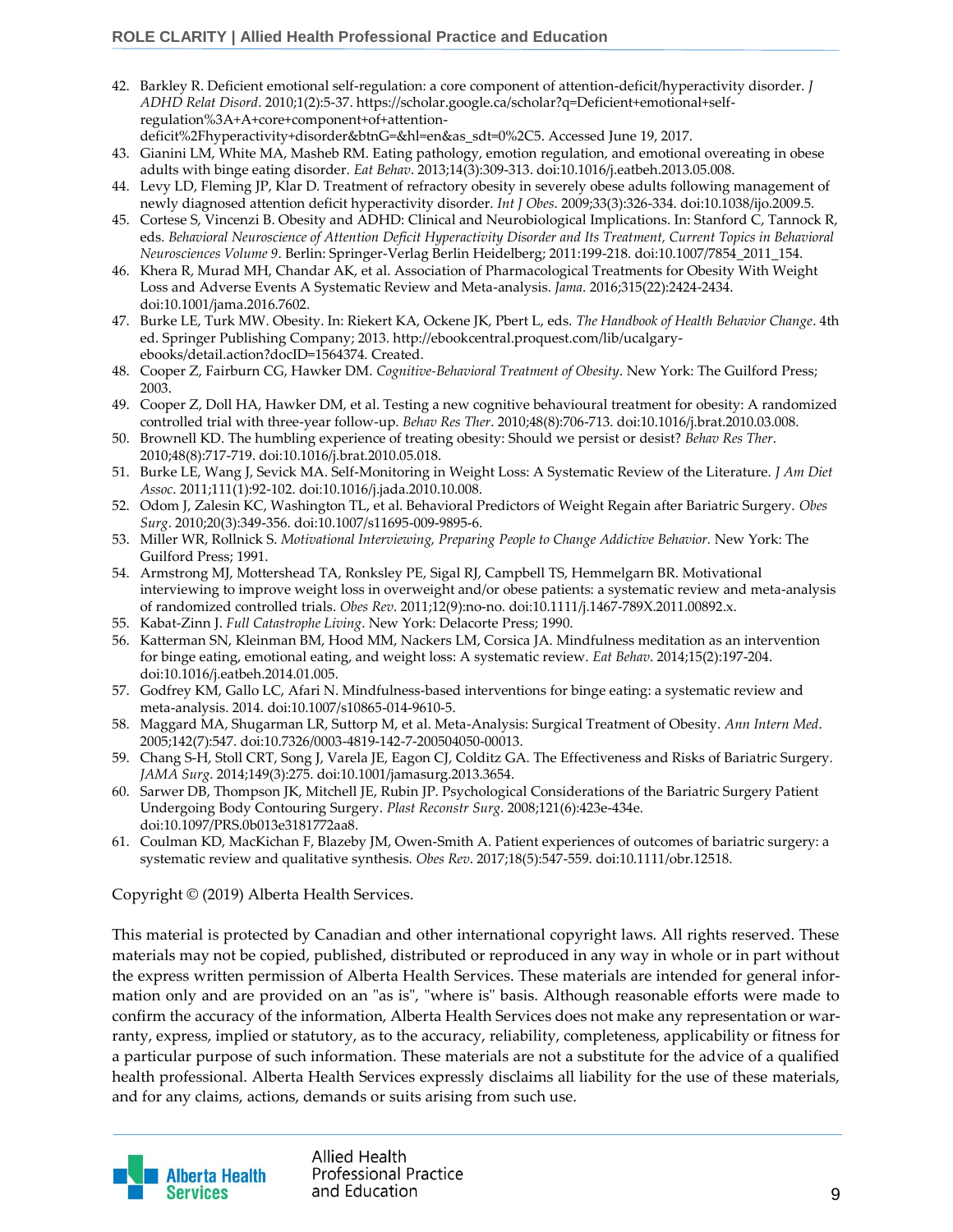42. Barkley R. Deficient emotional self-regulation: a core component of attention-deficit/hyperactivity disorder. *J ADHD Relat Disord*. 2010;1(2):5-37. https://scholar.google.ca/scholar?q=Deficient+emotional+self-regulation%3A+A+core+component+of+attention-deficit%2Fhyperactivity+disorder&btnG=&hl=en&as_sdt=0%2C5. Accessed June 19, 2017.
43. Gianini LM, White MA, Masheb RM. Eating pathology, emotion regulation, and emotional overeating in obese adults with binge eating disorder. *Eat Behav*. 2013;14(3):309-313. doi:10.1016/j.eatbeh.2013.05.008.
44. Levy LD, Fleming JP, Klar D. Treatment of refractory obesity in severely obese adults following management of newly diagnosed attention deficit hyperactivity disorder. *Int J Obes*. 2009;33(3):326-334. doi:10.1038/ijo.2009.5.
45. Cortese S, Vincenzi B. Obesity and ADHD: Clinical and Neurobiological Implications. In: Stanford C, Tannock R, eds. *Behavioral Neuroscience of Attention Deficit Hyperactivity Disorder and Its Treatment, Current Topics in Behavioral Neurosciences Volume 9*. Berlin: Springer-Verlag Berlin Heidelberg; 2011:199-218. doi:10.1007/7854_2011_154.
46. Khera R, Murad MH, Chandar AK, et al. Association of Pharmacological Treatments for Obesity With Weight Loss and Adverse Events A Systematic Review and Meta-analysis. *Jama*. 2016;315(22):2424-2434. doi:10.1001/jama.2016.7602.
47. Burke LE, Turk MW. Obesity. In: Riekert KA, Ockene JK, Pbert L, eds. *The Handbook of Health Behavior Change*. 4th ed. Springer Publishing Company; 2013. http://ebookcentral.proquest.com/lib/ucalgary-ebooks/detail.action?docID=1564374. Created.
48. Cooper Z, Fairburn CG, Hawker DM. *Cognitive-Behavioral Treatment of Obesity*. New York: The Guilford Press; 2003.
49. Cooper Z, Doll HA, Hawker DM, et al. Testing a new cognitive behavioural treatment for obesity: A randomized controlled trial with three-year follow-up. *Behav Res Ther*. 2010;48(8):706-713. doi:10.1016/j.brat.2010.03.008.
50. Brownell KD. The humbling experience of treating obesity: Should we persist or desist? *Behav Res Ther*. 2010;48(8):717-719. doi:10.1016/j.brat.2010.05.018.
51. Burke LE, Wang J, Sevick MA. Self-Monitoring in Weight Loss: A Systematic Review of the Literature. *J Am Diet Assoc*. 2011;111(1):92-102. doi:10.1016/j.jada.2010.10.008.
52. Odom J, Zalesin KC, Washington TL, et al. Behavioral Predictors of Weight Regain after Bariatric Surgery. *Obes Surg*. 2010;20(3):349-356. doi:10.1007/s11695-009-9895-6.
53. Miller WR, Rollnick S. *Motivational Interviewing, Preparing People to Change Addictive Behavior.* New York: The Guilford Press; 1991.
54. Armstrong MJ, Mottershead TA, Ronksley PE, Sigal RJ, Campbell TS, Hemmelgarn BR. Motivational interviewing to improve weight loss in overweight and/or obese patients: a systematic review and meta-analysis of randomized controlled trials. *Obes Rev*. 2011;12(9):no-no. doi:10.1111/j.1467-789X.2011.00892.x.
55. Kabat-Zinn J. *Full Catastrophe Living*. New York: Delacorte Press; 1990.
56. Katterman SN, Kleinman BM, Hood MM, Nackers LM, Corsica JA. Mindfulness meditation as an intervention for binge eating, emotional eating, and weight loss: A systematic review. *Eat Behav*. 2014;15(2):197-204. doi:10.1016/j.eatbeh.2014.01.005.
57. Godfrey KM, Gallo LC, Afari N. Mindfulness-based interventions for binge eating: a systematic review and meta-analysis. 2014. doi:10.1007/s10865-014-9610-5.
58. Maggard MA, Shugarman LR, Suttorp M, et al. Meta-Analysis: Surgical Treatment of Obesity. *Ann Intern Med*. 2005;142(7):547. doi:10.7326/0003-4819-142-7-200504050-00013.
59. Chang S-H, Stoll CRT, Song J, Varela JE, Eagon CJ, Colditz GA. The Effectiveness and Risks of Bariatric Surgery. *JAMA Surg*. 2014;149(3):275. doi:10.1001/jamasurg.2013.3654.
60. Sarwer DB, Thompson JK, Mitchell JE, Rubin JP. Psychological Considerations of the Bariatric Surgery Patient Undergoing Body Contouring Surgery. *Plast Reconstr Surg*. 2008;121(6):423e-434e. doi:10.1097/PRS.0b013e3181772aa8.
61. Coulman KD, MacKichan F, Blazeby JM, Owen-Smith A. Patient experiences of outcomes of bariatric surgery: a systematic review and qualitative synthesis. *Obes Rev*. 2017;18(5):547-559. doi:10.1111/obr.12518.

Copyright © (2019) Alberta Health Services.

This material is protected by Canadian and other international copyright laws. All rights reserved. These materials may not be copied, published, distributed or reproduced in any way in whole or in part without the express written permission of Alberta Health Services. These materials are intended for general information only and are provided on an "as is", "where is" basis. Although reasonable efforts were made to confirm the accuracy of the information, Alberta Health Services does not make any representation or warranty, express, implied or statutory, as to the accuracy, reliability, completeness, applicability or fitness for a particular purpose of such information. These materials are not a substitute for the advice of a qualified health professional. Alberta Health Services expressly disclaims all liability for the use of these materials, and for any claims, actions, demands or suits arising from such use.